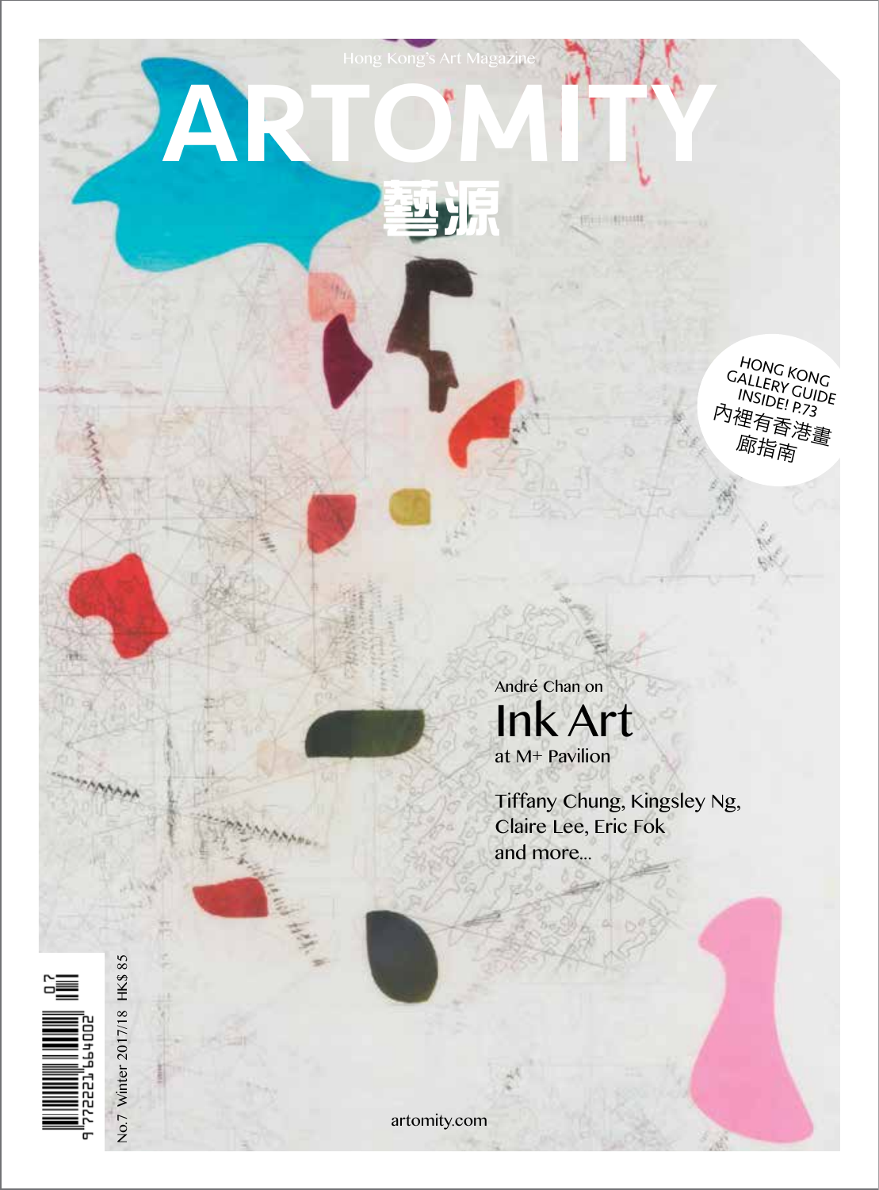Hong Kong's Art Magazine

# ARTOMITY

# 藝源

HONG KONG GALLERY GUIDE INSIDE! P.73
內裡有香港畫廊指南

André Chan on

## Ink Art

at M+ Pavilion

Tiffany Chung, Kingsley Ng, Claire Lee, Eric Fok and more...

No.7 Winter 2017/18 HK$ 85

artomity.com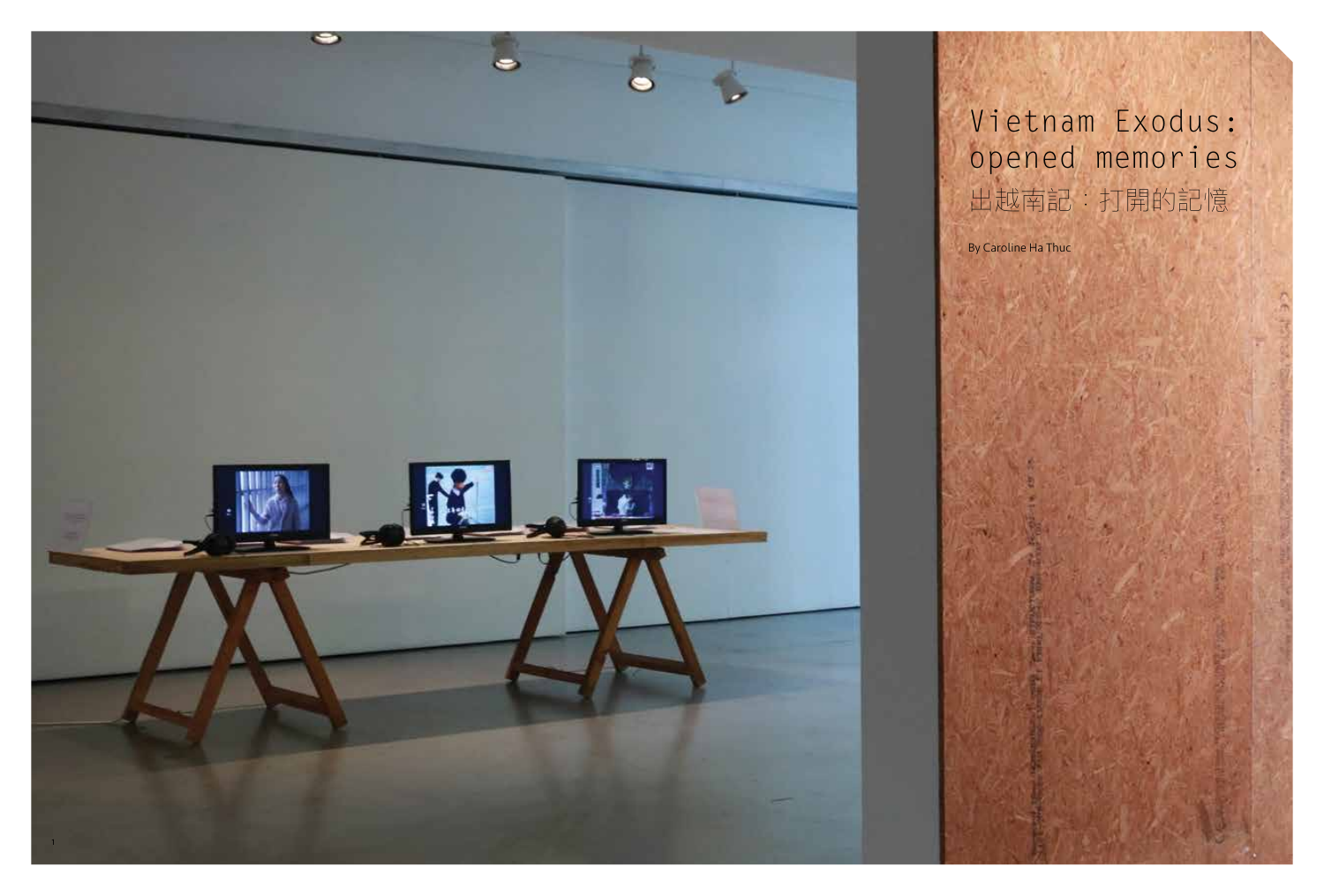# Vietnam Exodus: opened memories

# 出越南記：打開的記憶

By Caroline Ha Thuc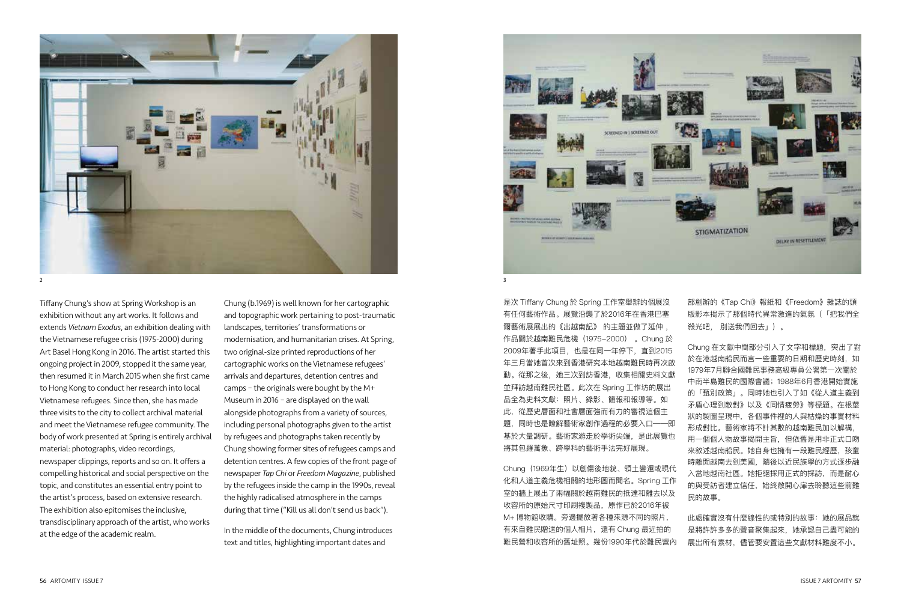2

Tiffany Chung's show at Spring Workshop is an exhibition without any art works. It follows and extends *Vietnam Exodus*, an exhibition dealing with the Vietnamese refugee crisis (1975-2000) during Art Basel Hong Kong in 2016. The artist started this ongoing project in 2009, stopped it the same year, then resumed it in March 2015 when she first came to Hong Kong to conduct her research into local Vietnamese refugees. Since then, she has made three visits to the city to collect archival material and meet the Vietnamese refugee community. The body of work presented at Spring is entirely archival material: photographs, video recordings, newspaper clippings, reports and so on. It offers a compelling historical and social perspective on the topic, and constitutes an essential entry point to the artist's process, based on extensive research. The exhibition also epitomises the inclusive, transdisciplinary approach of the artist, who works at the edge of the academic realm.

Chung (b.1969) is well known for her cartographic and topographic work pertaining to post-traumatic landscapes, territories' transformations or modernisation, and humanitarian crises. At Spring, two original-size printed reproductions of her cartographic works on the Vietnamese refugees' arrivals and departures, detention centres and camps – the originals were bought by the M+ Museum in 2016 – are displayed on the wall alongside photographs from a variety of sources, including personal photographs given to the artist by refugees and photographs taken recently by Chung showing former sites of refugees camps and detention centres. A few copies of the front page of newspaper *Tap Chi* or *Freedom Magazine*, published by the refugees inside the camp in the 1990s, reveal the highly radicalised atmosphere in the camps during that time ("Kill us all don't send us back").

In the middle of the documents, Chung introduces text and titles, highlighting important dates and

3

是次 Tiffany Chung 於 Spring 工作室舉辦的個展沒有任何藝術作品。展覽沿襲了於2016年在香港巴塞爾藝術展展出的《出越南記》 的主題並做了延伸，作品關於越南難民危機（1975–2000）。Chung 於2009年著手此項目，也是在同一年停下，直到2015年三月當她首次來到香港研究本地越南難民時再次啟動。從那之後，她三次到訪香港，收集相關史料文獻並拜訪越南難民社區。此次在 Spring 工作坊的展出品全為史料文獻：照片、錄影、簡報和報導等。如此，從歷史層面和社會層面強而有力的審視這個主題，同時也是瞭解藝術家創作過程的必要入口——即基於大量調研。藝術家游走於學術尖端，是此展覽也將其包羅萬象、跨學科的藝術手法完好展現。

Chung（1969年生）以創傷後地貌、領土變遷或現代化和人道主義危機相關的地形圖而聞名。Spring 工作室的牆上展出了兩幅關於越南難民的抵達和離去以及收容所的原始尺寸印刷複製品，原作已於2016年被 M+ 博物館收購。旁邊擺放著各種來源不同的照片，有來自難民贈送的個人相片，還有 Chung 最近拍的難民營和收容所的舊址照。幾份1990年代於難民營內部創辦的《Tap Chi》報紙和《Freedom》雜誌的頭版影本揭示了那個時代異常激進的氣氛（「把我們全殺光吧， 別送我們回去」）。

Chung 在文獻中間部分引入了文字和標題，突出了對於在港越南船民而言一些重要的日期和歷史時刻，如1979年7月聯合國難民事務高級專員公署第一次關於中南半島難民的國際會議；1988年6月香港開始實施的「甄別政策」。同時她也引入了如《從人道主義到矛盾心理到敵對》以及《同情疲勞》等標題。在根莖狀的製圖呈現中，各個事件裡的人與枯燥的事實材料形成對比。藝術家將不計其數的越南難民加以解構，用一個個人物故事揭開主旨，但依舊是用非正式口吻來敘述越南船民。她自身也擁有一段難民經歷，孩童時離開越南去到美國，隨後以近民族學的方式逐步融入當地越南社區。她拒絕採用正式的採訪，而是耐心的與受訪者建立信任，始終敞開心扉去聆聽這些前難民的故事。

此處確實沒有什麼線性的或特別的故事：她的展品就是將許許多多的聲音聚集起來，她承認自己盡可能的展出所有素材，儘管要安置這些文獻材料難度不小。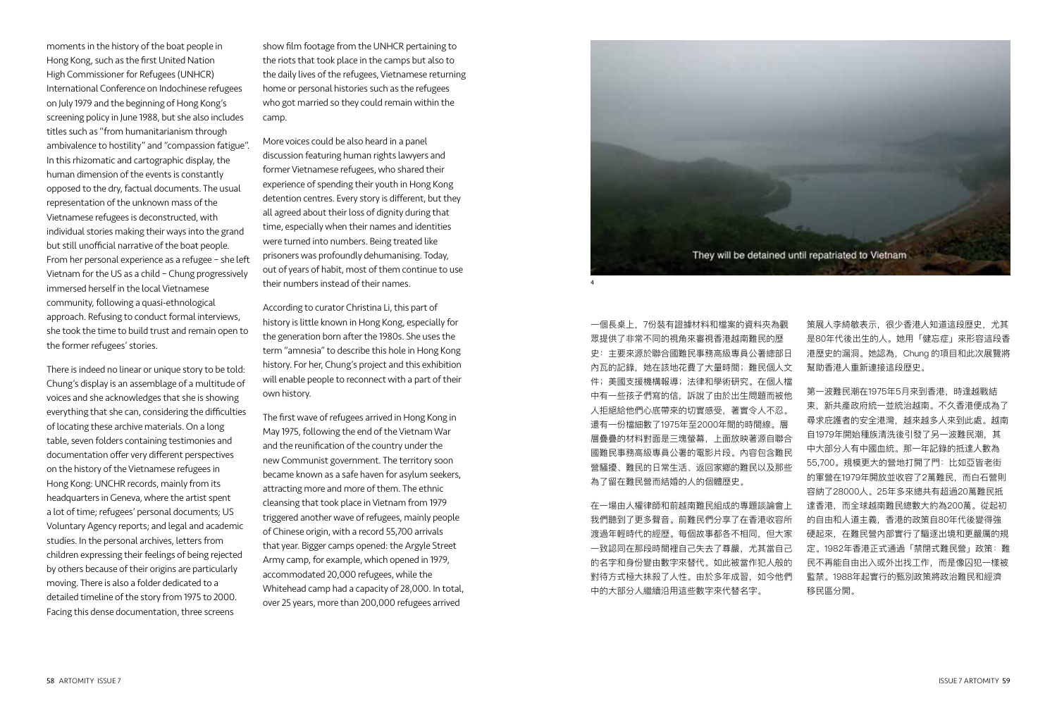moments in the history of the boat people in Hong Kong, such as the first United Nation High Commissioner for Refugees (UNHCR) International Conference on Indochinese refugees on July 1979 and the beginning of Hong Kong's screening policy in June 1988, but she also includes titles such as "from humanitarianism through ambivalence to hostility" and "compassion fatigue". In this rhizomatic and cartographic display, the human dimension of the events is constantly opposed to the dry, factual documents. The usual representation of the unknown mass of the Vietnamese refugees is deconstructed, with individual stories making their ways into the grand but still unofficial narrative of the boat people. From her personal experience as a refugee – she left Vietnam for the US as a child – Chung progressively immersed herself in the local Vietnamese community, following a quasi-ethnological approach. Refusing to conduct formal interviews, she took the time to build trust and remain open to the former refugees' stories.

There is indeed no linear or unique story to be told: Chung's display is an assemblage of a multitude of voices and she acknowledges that she is showing everything that she can, considering the difficulties of locating these archive materials. On a long table, seven folders containing testimonies and documentation offer very different perspectives on the history of the Vietnamese refugees in Hong Kong: UNCHR records, mainly from its headquarters in Geneva, where the artist spent a lot of time; refugees' personal documents; US Voluntary Agency reports; and legal and academic studies. In the personal archives, letters from children expressing their feelings of being rejected by others because of their origins are particularly moving. There is also a folder dedicated to a detailed timeline of the story from 1975 to 2000. Facing this dense documentation, three screens show film footage from the UNHCR pertaining to the riots that took place in the camps but also to the daily lives of the refugees, Vietnamese returning home or personal histories such as the refugees who got married so they could remain within the camp.

More voices could be also heard in a panel discussion featuring human rights lawyers and former Vietnamese refugees, who shared their experience of spending their youth in Hong Kong detention centres. Every story is different, but they all agreed about their loss of dignity during that time, especially when their names and identities were turned into numbers. Being treated like prisoners was profoundly dehumanising. Today, out of years of habit, most of them continue to use their numbers instead of their names.

According to curator Christina Li, this part of history is little known in Hong Kong, especially for the generation born after the 1980s. She uses the term "amnesia" to describe this hole in Hong Kong history. For her, Chung's project and this exhibition will enable people to reconnect with a part of their own history.

The first wave of refugees arrived in Hong Kong in May 1975, following the end of the Vietnam War and the reunification of the country under the new Communist government. The territory soon became known as a safe haven for asylum seekers, attracting more and more of them. The ethnic cleansing that took place in Vietnam from 1979 triggered another wave of refugees, mainly people of Chinese origin, with a record 55,700 arrivals that year. Bigger camps opened: the Argyle Street Army camp, for example, which opened in 1979, accommodated 20,000 refugees, while the Whitehead camp had a capacity of 28,000. In total, over 25 years, more than 200,000 refugees arrived

They will be detained until repatriated to Vietnam

4

一個長桌上，7份裝有證據材料和檔案的資料夾為觀眾提供了非常不同的視角來審視香港越南難民的歷史：主要來源於聯合國難民事務高級專員公署總部日內瓦的記錄，她在該地花費了大量時間；難民個人文件；美國支援機構報導；法律和學術研究。在個人檔中有一些孩子們寫的信，訴說了由於出生問題而被他人拒絕給他們心底帶來的切實感受，著實令人不忍。還有一份檔細數了1975年至2000年間的時間線。層層疊疊的材料對面是三塊螢幕，上面放映著源自聯合國難民事務高級專員公署的電影片段。內容包含難民營騷擾、難民的日常生活、返回家鄉的難民以及那些為了留在難民營而結婚的人的個體歷史。

在一場由人權律師和前越南難民組成的專題談論會上我們聽到了更多聲音。前難民們分享了在香港收容所渡過年輕時代的經歷。每個故事都各不相同，但大家一致認同在那段時間裡自己失去了尊嚴，尤其當自己的名字和身份變由數字來替代。如此被當作犯人般的對待方式極大抹殺了人性。由於多年成習，如今他們中的大部分人繼續沿用這些數字來代替名字。

策展人李綺敏表示，很少香港人知道這段歷史，尤其是80年代後出生的人。她用「健忘症」來形容這段香港歷史的漏洞。她認為，Chung 的項目和此次展覽將幫助香港人重新連接這段歷史。

第一波難民潮在1975年5月來到香港，時逢越戰結束，新共產政府統一並統治越南。不久香港便成為了尋求庇護者的安全港灣，越來越多人來到此處。越南自1979年開始種族清洗後引發了另一波難民潮，其中大部分人有中國血統。那一年記錄的抵達人數為55,700。規模更大的營地打開了門：比如亞皆老街的軍營在1979年開放並收容了2萬難民，而白石營則容納了28000人。25年多來總共有超過20萬難民抵達香港，而全球越南難民總數大約為200萬。從起初的自由和人道主義，香港的政策自80年代後變得強硬起來，在難民營內部實行了驅逐出境和更嚴厲的規定。1982年香港正式通過「禁閉式難民營」政策：難民不再能自由出入或外出找工作，而是像囚犯一樣被監禁。1988年起實行的甄別政策將政治難民和經濟移民區分開。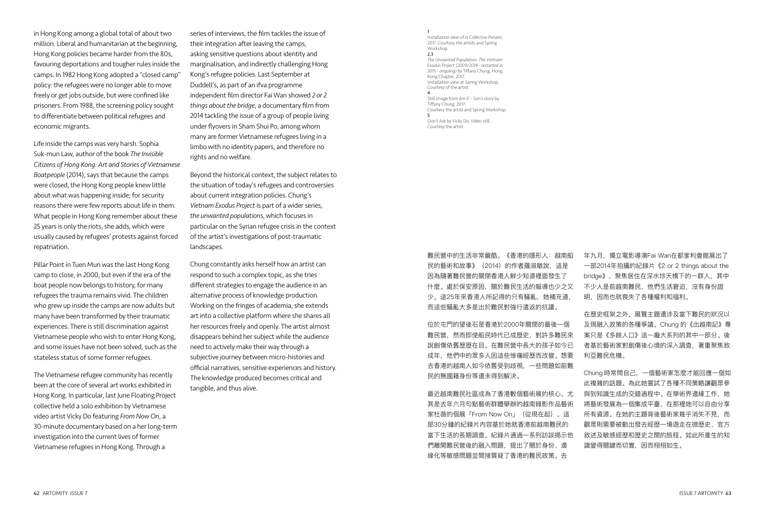in Hong Kong among a global total of about two million. Liberal and humanitarian at the beginning, Hong Kong policies became harder from the 80s, favouring deportations and tougher rules inside the camps. In 1982 Hong Kong adopted a "closed camp" policy: the refugees were no longer able to move freely or get jobs outside, but were confined like prisoners. From 1988, the screening policy sought to differentiate between political refugees and economic migrants.

Life inside the camps was very harsh. Sophia Suk-mun Law, author of the book *The Invisible Citizens of Hong Kong: Art and Stories of Vietnamese Boatpeople* (2014), says that because the camps were closed, the Hong Kong people knew little about what was happening inside; for security reasons there were few reports about life in them. What people in Hong Kong remember about these 25 years is only the riots, she adds, which were usually caused by refugees' protests against forced repatriation.

Pillar Point in Tuen Mun was the last Hong Kong camp to close, in 2000, but even if the era of the boat people now belongs to history, for many refugees the trauma remains vivid. The children who grew up inside the camps are now adults but many have been transformed by their traumatic experiences. There is still discrimination against Vietnamese people who wish to enter Hong Kong, and some issues have not been solved, such as the stateless status of some former refugees.

The Vietnamese refugee community has recently been at the core of several art works exhibited in Hong Kong. In particular, last June Floating Project collective held a solo exhibition by Vietnamese video artist Vicky Do featuring *From Now On*, a 30-minute documentary based on a her long-term investigation into the current lives of former Vietnamese refugees in Hong Kong. Through a series of interviews, the film tackles the issue of their integration after leaving the camps, asking sensitive questions about identity and marginalisation, and indirectly challenging Hong Kong's refugee policies. Last September at Duddell's, as part of an ifva programme independent film director Fai Wan showed *2 or 2 things about the bridge*, a documentary film from 2014 tackling the issue of a group of people living under flyovers in Sham Shui Po, among whom many are former Vietnamese refugees living in a limbo with no identity papers, and therefore no rights and no welfare.

Beyond the historical context, the subject relates to the situation of today's refugees and controversies about current integration policies. Chung's *Vietnam Exodus Project* is part of a wider series, *the unwanted populations*, which focuses in particular on the Syrian refugee crisis in the context of the artist's investigations of post-traumatic landscapes.

Chung constantly asks herself how an artist can respond to such a complex topic, as she tries different strategies to engage the audience in an alternative process of knowledge production. Working on the fringes of academia, she extends art into a collective platform where she shares all her resources freely and openly. The artist almost disappears behind her subject while the audience need to actively make their way through a subjective journey between micro-histories and official narratives, sensitive experiences and history. The knowledge produced becomes critical and tangible, and thus alive.

1
Installation view of *A Collective Present*, 2017. Courtesy the artists and Spring Workshop.
2,3
*The Unwanted Population: The Vietnam Exodus Project (2009/2014 - restarted in 2015 - ongoing) by* Tiffany Chung, Hong Kong Chapter, 2017.
Installation view at Spring Workshop. Courtesy of the artist.
4
Still image from *km 0 – Son's story* by Tiffany Chung, 2017.
Courtesy the artist and Spring Workshop.
5
*Don't Ask* by Vicky Do, Video still. Courtesy the artist.

難民營中的生活非常嚴酷。《香港的隱形人：越南船民的藝術和故事》（2014）的作者羅淑敏說，這是因為隨著難民營的關閉香港人鮮少知道裡面發生了什麼。處於保安原因，關於難民生活的報導也少之又少。這25年來香港人所記得的只有騷亂，她補充道，而這些騷亂大多是出於難民對強行遣返的抗議。

位於屯門的望後石是香港於2000年關閉的最後一個難民營，然而即使船民時代已成歷史，對許多難民來說創傷依舊歷歷在目。在難民營中長大的孩子如今已成年，他們中的眾多人因這些慘痛經歷而改變。想要去香港的越南人如今依舊受到歧視，一些問題如前難民的無國籍身份等還未得到解決。

最近越南難民社區成為了香港數個藝術展的核心。尤其是去年六月句點藝術群體舉辦的越南錄影作品藝術家杜薇的個展「From Now On」（從現在起）。這部30分鐘的紀錄片內容基於她就香港前越南難民的當下生活的長期調查。紀錄片通過一系列訪談揭示他們離開難民營後的融入問題，提出了關於身份、邊緣化等敏感問題並間接質疑了香港的難民政策。去年九月，獨立電影導演Fai Wan在都爹利會館展出了一部2014年拍攝的紀錄片《2 or 2 things about the bridge》，聚焦居住在深水埗天橋下的一群人，其中不少人是前越南難民，他們生活窘迫，沒有身份證明，因而也就喪失了各種權利和福利。

在歷史框架之外，展覽主題還涉及當下難民的狀況以及現融入政策的各種爭議。Chung 的《出越南記》專案只是《多餘人口》這一龐大系列的其中一部分。後者基於藝術家對創傷後心境的深入調查，著重聚焦敘利亞難民危機。

Chung 時常問自己，一個藝術家怎麼才能回應一個如此複雜的話題。為此她嘗試了各種不同策略讓觀眾參與到知識生成的交錯過程中。在學術界邊緣工作，她將藝術發展為一個集成平臺，在那裡她可以自由分享所有資源。在她的主題背後藝術家幾乎消失不見，而觀眾則需要被動出發去經歷一場遊走在微歷史、官方敘述及敏感經歷和歷史之間的旅程。如此所產生的知識變得關鍵而切實，因而栩栩如生。